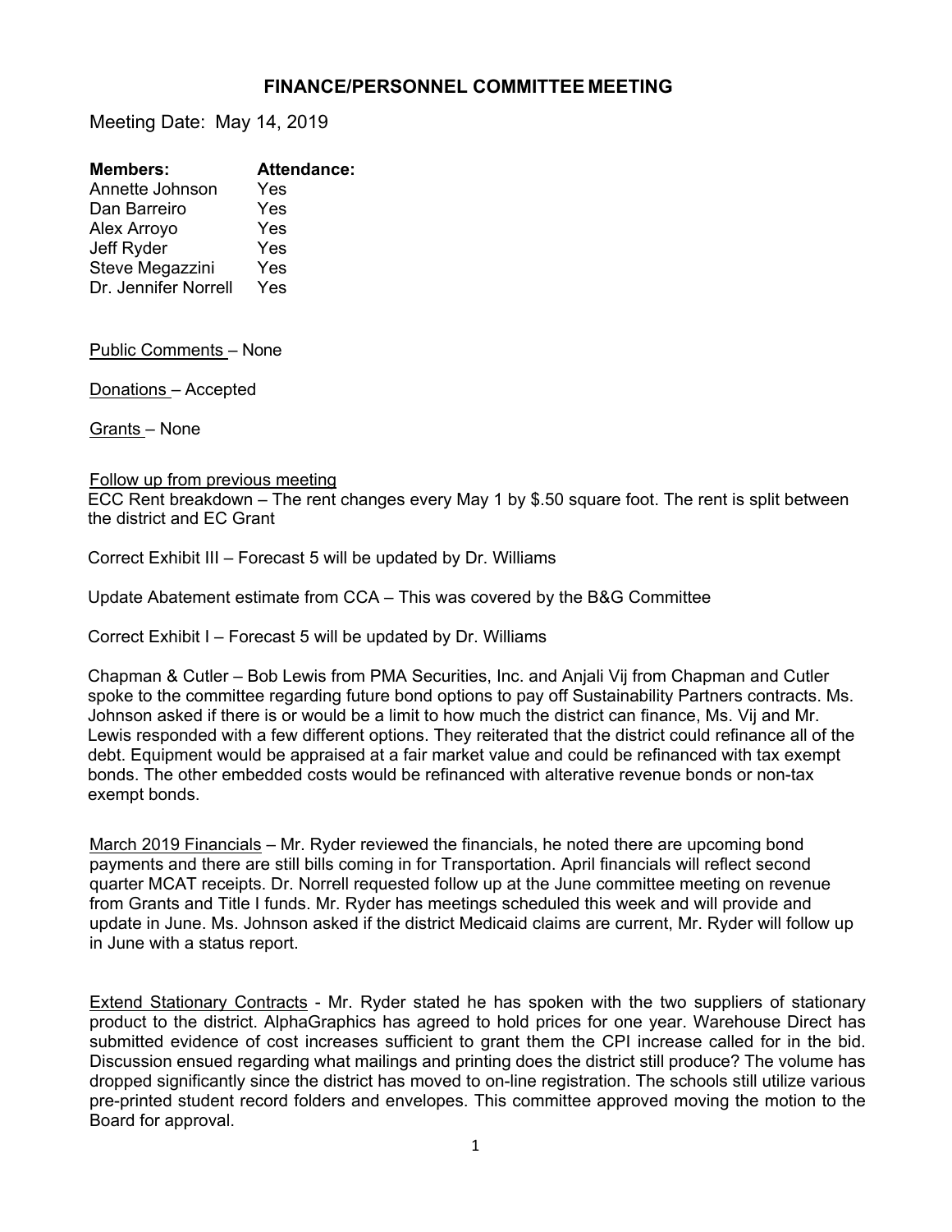# FINANCE/PERSONNEL COMMITTEE MEETING

Meeting Date: May 14, 2019

| Members: | Attendance: |
|---|---|
| Annette Johnson | Yes |
| Dan Barreiro | Yes |
| Alex Arroyo | Yes |
| Jeff Ryder | Yes |
| Steve Megazzini | Yes |
| Dr. Jennifer Norrell | Yes |

Public Comments – None

Donations – Accepted

Grants – None

Follow up from previous meeting

ECC Rent breakdown – The rent changes every May 1 by $.50 square foot. The rent is split between the district and EC Grant

Correct Exhibit III – Forecast 5 will be updated by Dr. Williams

Update Abatement estimate from CCA – This was covered by the B&G Committee

Correct Exhibit I – Forecast 5 will be updated by Dr. Williams

Chapman & Cutler – Bob Lewis from PMA Securities, Inc. and Anjali Vij from Chapman and Cutler spoke to the committee regarding future bond options to pay off Sustainability Partners contracts. Ms. Johnson asked if there is or would be a limit to how much the district can finance, Ms. Vij and Mr. Lewis responded with a few different options. They reiterated that the district could refinance all of the debt. Equipment would be appraised at a fair market value and could be refinanced with tax exempt bonds. The other embedded costs would be refinanced with alterative revenue bonds or non-tax exempt bonds.

March 2019 Financials – Mr. Ryder reviewed the financials, he noted there are upcoming bond payments and there are still bills coming in for Transportation. April financials will reflect second quarter MCAT receipts. Dr. Norrell requested follow up at the June committee meeting on revenue from Grants and Title I funds. Mr. Ryder has meetings scheduled this week and will provide and update in June. Ms. Johnson asked if the district Medicaid claims are current, Mr. Ryder will follow up in June with a status report.

Extend Stationary Contracts - Mr. Ryder stated he has spoken with the two suppliers of stationary product to the district. AlphaGraphics has agreed to hold prices for one year. Warehouse Direct has submitted evidence of cost increases sufficient to grant them the CPI increase called for in the bid. Discussion ensued regarding what mailings and printing does the district still produce? The volume has dropped significantly since the district has moved to on-line registration. The schools still utilize various pre-printed student record folders and envelopes. This committee approved moving the motion to the Board for approval.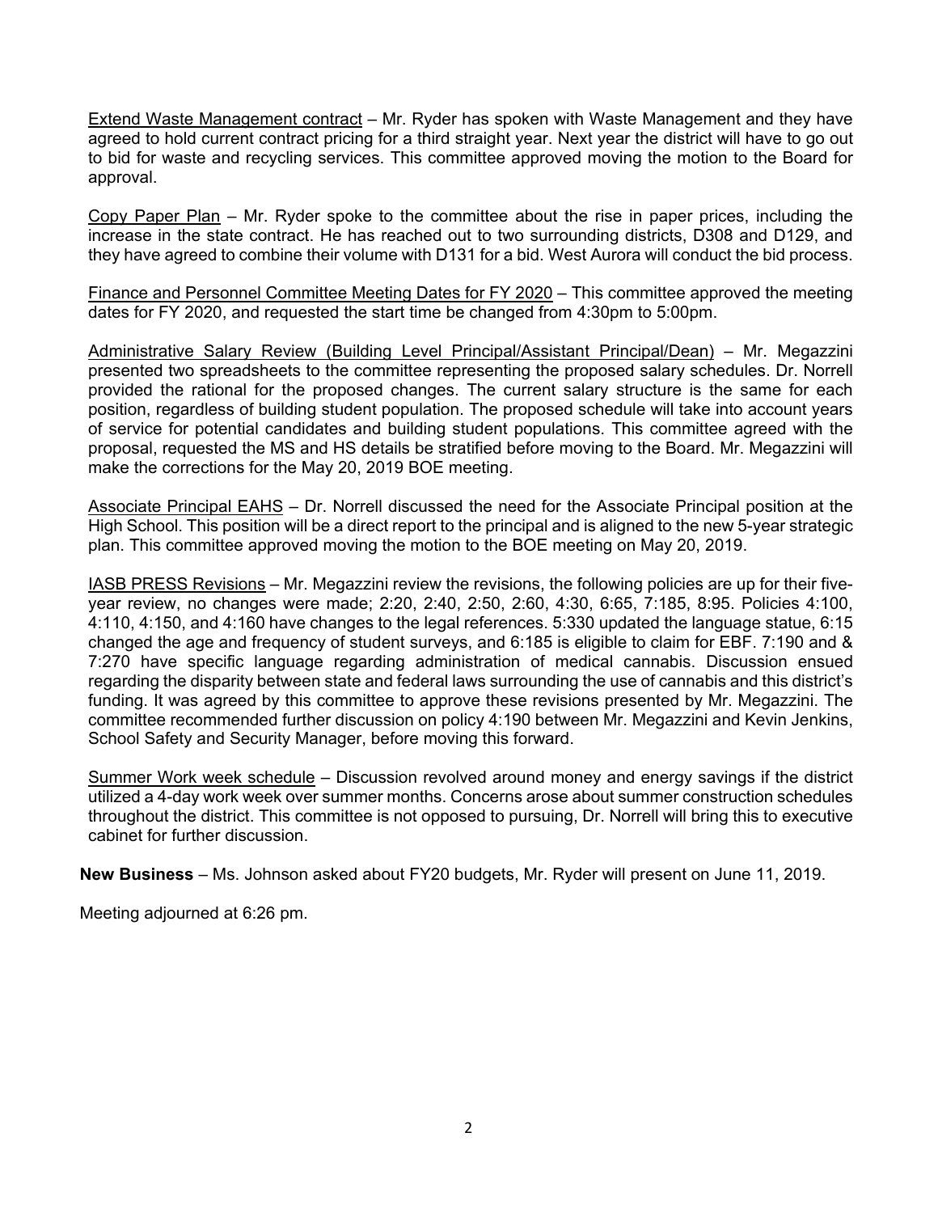Extend Waste Management contract – Mr. Ryder has spoken with Waste Management and they have agreed to hold current contract pricing for a third straight year. Next year the district will have to go out to bid for waste and recycling services. This committee approved moving the motion to the Board for approval.

Copy Paper Plan – Mr. Ryder spoke to the committee about the rise in paper prices, including the increase in the state contract. He has reached out to two surrounding districts, D308 and D129, and they have agreed to combine their volume with D131 for a bid. West Aurora will conduct the bid process.

Finance and Personnel Committee Meeting Dates for FY 2020 – This committee approved the meeting dates for FY 2020, and requested the start time be changed from 4:30pm to 5:00pm.

Administrative Salary Review (Building Level Principal/Assistant Principal/Dean) – Mr. Megazzini presented two spreadsheets to the committee representing the proposed salary schedules. Dr. Norrell provided the rational for the proposed changes. The current salary structure is the same for each position, regardless of building student population. The proposed schedule will take into account years of service for potential candidates and building student populations. This committee agreed with the proposal, requested the MS and HS details be stratified before moving to the Board. Mr. Megazzini will make the corrections for the May 20, 2019 BOE meeting.

Associate Principal EAHS – Dr. Norrell discussed the need for the Associate Principal position at the High School. This position will be a direct report to the principal and is aligned to the new 5-year strategic plan. This committee approved moving the motion to the BOE meeting on May 20, 2019.

IASB PRESS Revisions – Mr. Megazzini review the revisions, the following policies are up for their five-year review, no changes were made; 2:20, 2:40, 2:50, 2:60, 4:30, 6:65, 7:185, 8:95. Policies 4:100, 4:110, 4:150, and 4:160 have changes to the legal references. 5:330 updated the language statue, 6:15 changed the age and frequency of student surveys, and 6:185 is eligible to claim for EBF. 7:190 and & 7:270 have specific language regarding administration of medical cannabis. Discussion ensued regarding the disparity between state and federal laws surrounding the use of cannabis and this district's funding. It was agreed by this committee to approve these revisions presented by Mr. Megazzini. The committee recommended further discussion on policy 4:190 between Mr. Megazzini and Kevin Jenkins, School Safety and Security Manager, before moving this forward.

Summer Work week schedule – Discussion revolved around money and energy savings if the district utilized a 4-day work week over summer months. Concerns arose about summer construction schedules throughout the district. This committee is not opposed to pursuing, Dr. Norrell will bring this to executive cabinet for further discussion.

**New Business** – Ms. Johnson asked about FY20 budgets, Mr. Ryder will present on June 11, 2019.

Meeting adjourned at 6:26 pm.